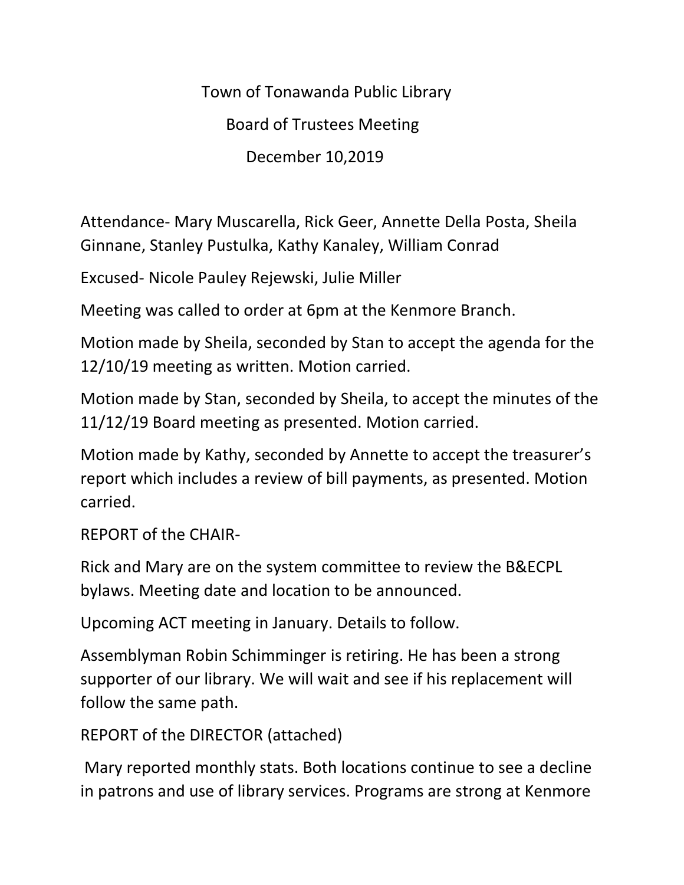# Town of Tonawanda Public Library

## Board of Trustees Meeting

### December 10,2019

Attendance- Mary Muscarella, Rick Geer, Annette Della Posta, Sheila Ginnane, Stanley Pustulka, Kathy Kanaley, William Conrad

Excused- Nicole Pauley Rejewski, Julie Miller

Meeting was called to order at 6pm at the Kenmore Branch.

Motion made by Sheila, seconded by Stan to accept the agenda for the 12/10/19 meeting as written. Motion carried.

Motion made by Stan, seconded by Sheila, to accept the minutes of the 11/12/19 Board meeting as presented. Motion carried.

Motion made by Kathy, seconded by Annette to accept the treasurer's report which includes a review of bill payments, as presented. Motion carried.

REPORT of the CHAIR-

Rick and Mary are on the system committee to review the B&ECPL bylaws. Meeting date and location to be announced.

Upcoming ACT meeting in January. Details to follow.

Assemblyman Robin Schimminger is retiring. He has been a strong supporter of our library. We will wait and see if his replacement will follow the same path.

REPORT of the DIRECTOR (attached)

Mary reported monthly stats. Both locations continue to see a decline in patrons and use of library services. Programs are strong at Kenmore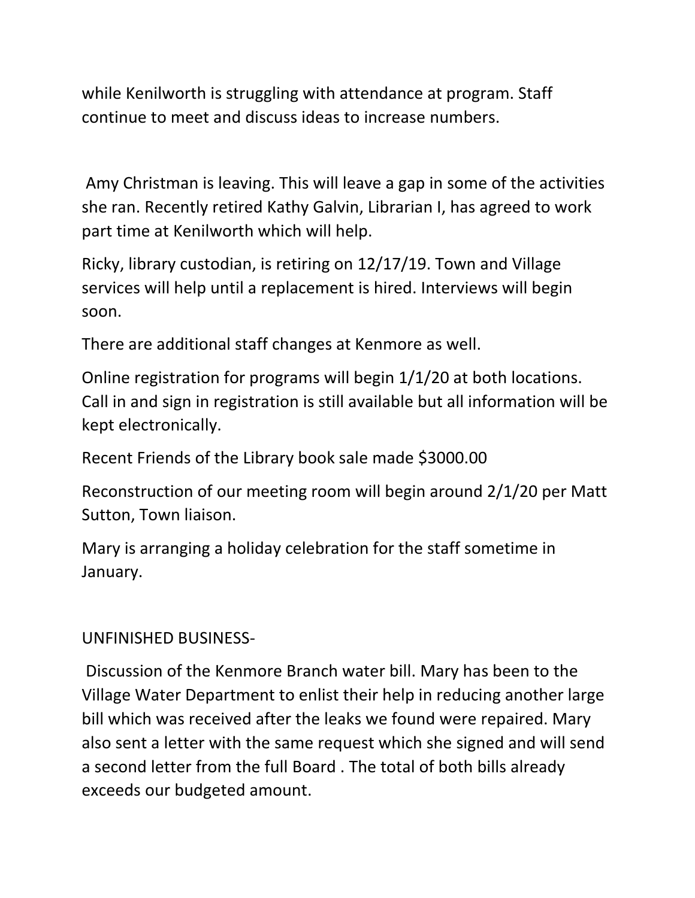while Kenilworth is struggling with attendance at program. Staff continue to meet and discuss ideas to increase numbers.

Amy Christman is leaving. This will leave a gap in some of the activities she ran. Recently retired Kathy Galvin, Librarian I, has agreed to work part time at Kenilworth which will help.

Ricky, library custodian, is retiring on 12/17/19. Town and Village services will help until a replacement is hired. Interviews will begin soon.

There are additional staff changes at Kenmore as well.

Online registration for programs will begin 1/1/20 at both locations. Call in and sign in registration is still available but all information will be kept electronically.

Recent Friends of the Library book sale made $3000.00

Reconstruction of our meeting room will begin around 2/1/20 per Matt Sutton, Town liaison.

Mary is arranging a holiday celebration for the staff sometime in January.

UNFINISHED BUSINESS-

Discussion of the Kenmore Branch water bill. Mary has been to the Village Water Department to enlist their help in reducing another large bill which was received after the leaks we found were repaired. Mary also sent a letter with the same request which she signed and will send a second letter from the full Board . The total of both bills already exceeds our budgeted amount.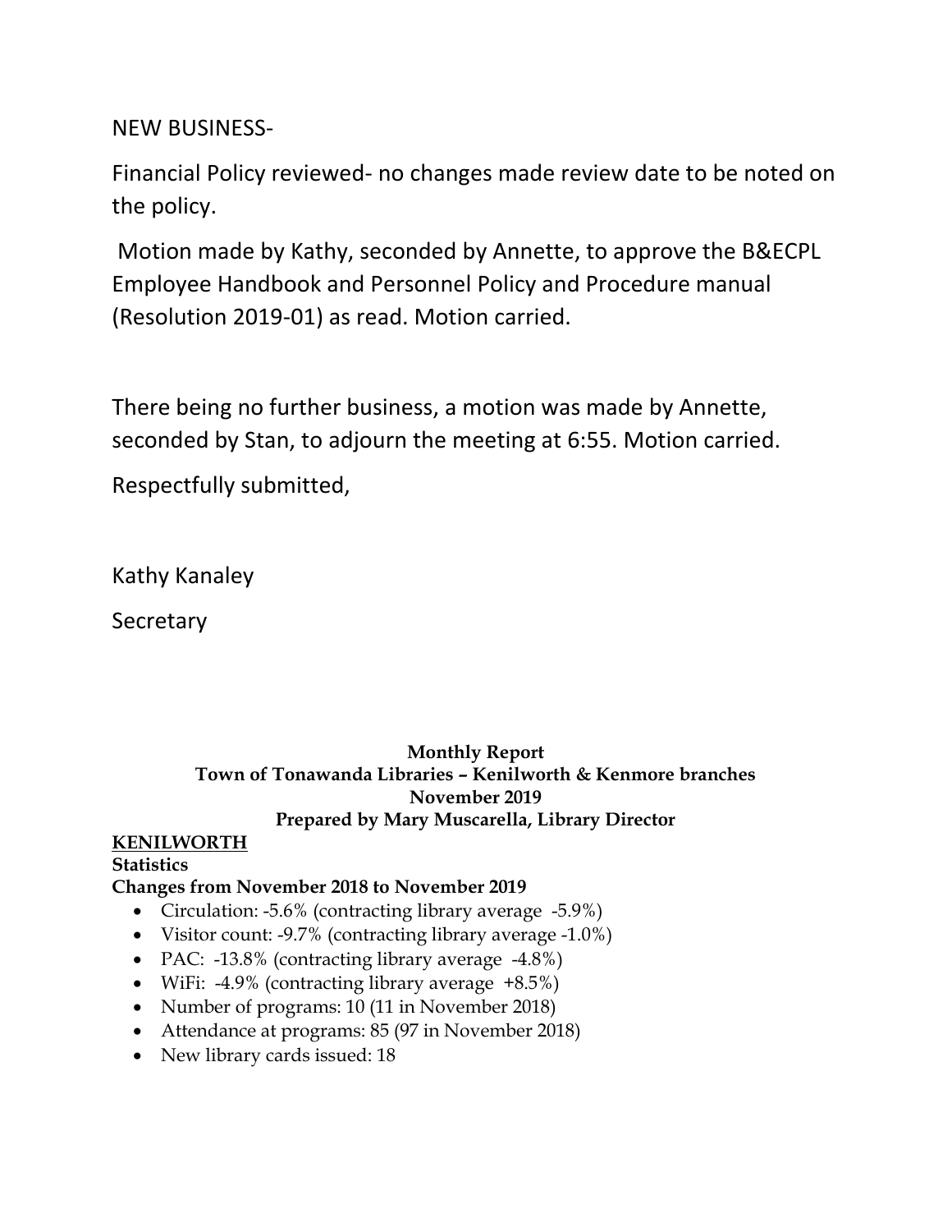NEW BUSINESS-

Financial Policy reviewed- no changes made review date to be noted on the policy.

Motion made by Kathy, seconded by Annette, to approve the B&ECPL Employee Handbook and Personnel Policy and Procedure manual (Resolution 2019-01) as read. Motion carried.

There being no further business, a motion was made by Annette, seconded by Stan, to adjourn the meeting at 6:55. Motion carried.

Respectfully submitted,

Kathy Kanaley

Secretary

**Monthly Report**
**Town of Tonawanda Libraries – Kenilworth & Kenmore branches**
**November 2019**
**Prepared by Mary Muscarella, Library Director**

**KENILWORTH**

**Statistics**

**Changes from November 2018 to November 2019**

- Circulation: -5.6% (contracting library average -5.9%)
- Visitor count: -9.7% (contracting library average -1.0%)
- PAC: -13.8% (contracting library average -4.8%)
- WiFi: -4.9% (contracting library average +8.5%)
- Number of programs: 10 (11 in November 2018)
- Attendance at programs: 85 (97 in November 2018)
- New library cards issued: 18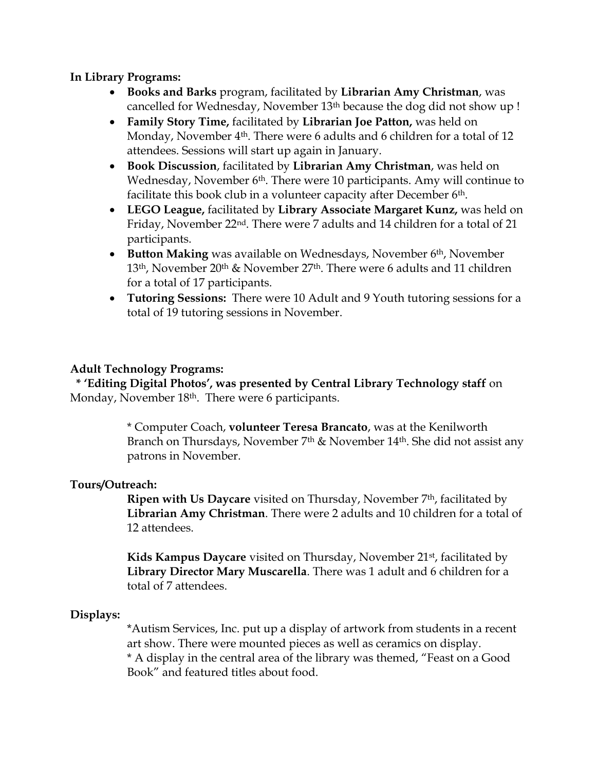**In Library Programs:**

- **Books and Barks** program, facilitated by **Librarian Amy Christman**, was cancelled for Wednesday, November 13th because the dog did not show up !
- **Family Story Time,** facilitated by **Librarian Joe Patton,** was held on Monday, November 4th. There were 6 adults and 6 children for a total of 12 attendees. Sessions will start up again in January.
- **Book Discussion**, facilitated by **Librarian Amy Christman**, was held on Wednesday, November 6th. There were 10 participants. Amy will continue to facilitate this book club in a volunteer capacity after December 6th.
- **LEGO League,** facilitated by **Library Associate Margaret Kunz,** was held on Friday, November 22nd. There were 7 adults and 14 children for a total of 21 participants.
- **Button Making** was available on Wednesdays, November 6th, November 13th, November 20th & November 27th. There were 6 adults and 11 children for a total of 17 participants.
- **Tutoring Sessions:** There were 10 Adult and 9 Youth tutoring sessions for a total of 19 tutoring sessions in November.

**Adult Technology Programs:**

* **'Editing Digital Photos', was presented by Central Library Technology staff** on Monday, November 18th. There were 6 participants.

* Computer Coach, **volunteer Teresa Brancato**, was at the Kenilworth Branch on Thursdays, November 7th & November 14th. She did not assist any patrons in November.

**Tours/Outreach:**

**Ripen with Us Daycare** visited on Thursday, November 7th, facilitated by **Librarian Amy Christman**. There were 2 adults and 10 children for a total of 12 attendees.

**Kids Kampus Daycare** visited on Thursday, November 21st, facilitated by **Library Director Mary Muscarella**. There was 1 adult and 6 children for a total of 7 attendees.

**Displays:**

*Autism Services, Inc. put up a display of artwork from students in a recent art show. There were mounted pieces as well as ceramics on display.
* A display in the central area of the library was themed, "Feast on a Good Book" and featured titles about food.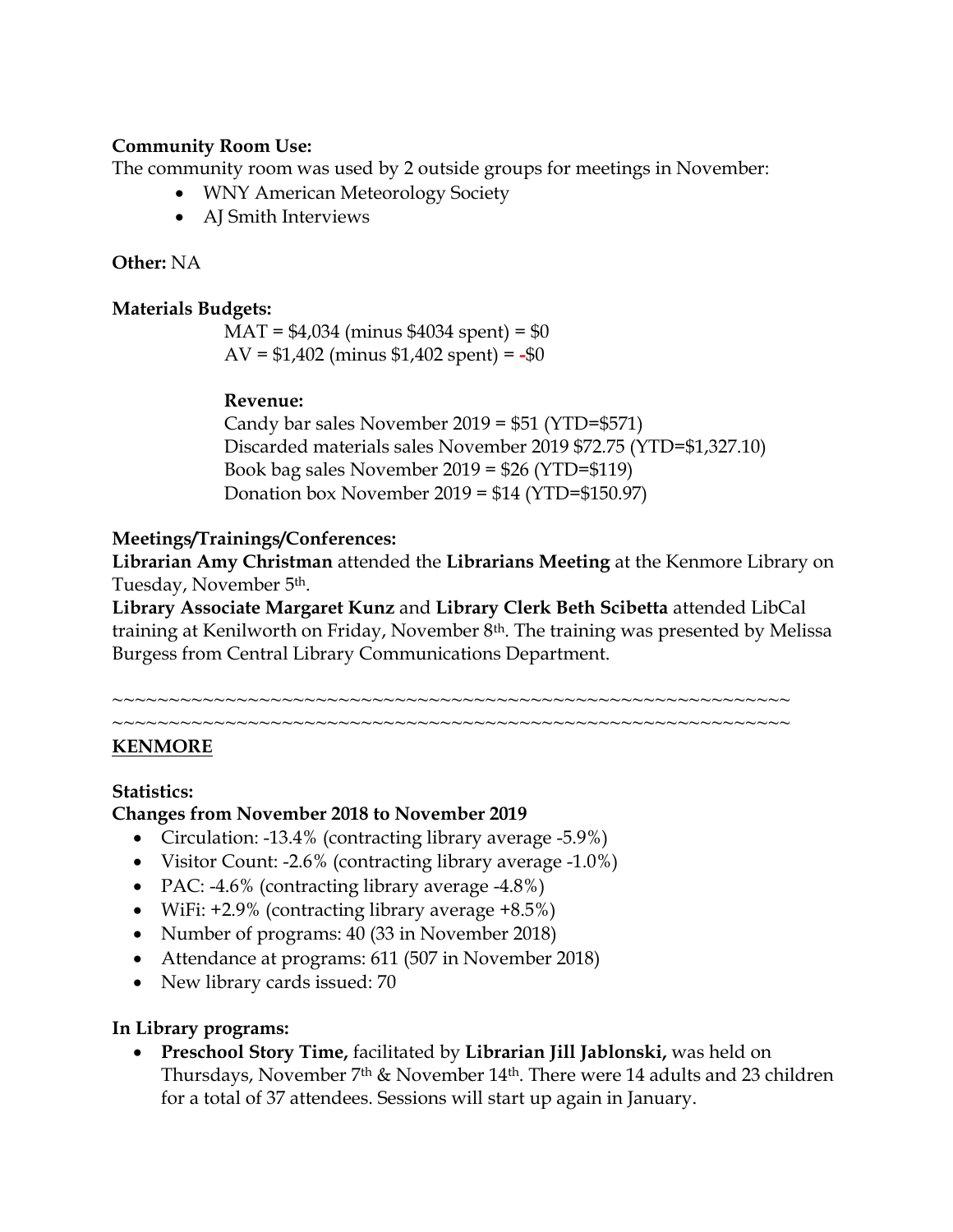**Community Room Use:**
The community room was used by 2 outside groups for meetings in November:

- WNY American Meteorology Society
- AJ Smith Interviews

**Other:** NA

**Materials Budgets:**

MAT = $4,034 (minus $4034 spent) = $0
AV = $1,402 (minus $1,402 spent) = -$0

**Revenue:**

Candy bar sales November 2019 = $51 (YTD=$571)
Discarded materials sales November 2019 $72.75 (YTD=$1,327.10)
Book bag sales November 2019 = $26 (YTD=$119)
Donation box November 2019 = $14 (YTD=$150.97)

**Meetings/Trainings/Conferences:**
**Librarian Amy Christman** attended the **Librarians Meeting** at the Kenmore Library on Tuesday, November 5th.
**Library Associate Margaret Kunz** and **Library Clerk Beth Scibetta** attended LibCal training at Kenilworth on Friday, November 8th. The training was presented by Melissa Burgess from Central Library Communications Department.

~~~~~~~~~~~~~~~~~~~~~~~~~~~~~~~~~~~~~~~~~~~~~~~~~~~~~~~~~~~~
~~~~~~~~~~~~~~~~~~~~~~~~~~~~~~~~~~~~~~~~~~~~~~~~~~~~~~~~~~~~

## KENMORE

**Statistics:**
**Changes from November 2018 to November 2019**

- Circulation: -13.4% (contracting library average -5.9%)
- Visitor Count: -2.6% (contracting library average -1.0%)
- PAC: -4.6% (contracting library average -4.8%)
- WiFi: +2.9% (contracting library average +8.5%)
- Number of programs: 40 (33 in November 2018)
- Attendance at programs: 611 (507 in November 2018)
- New library cards issued: 70

**In Library programs:**

- **Preschool Story Time,** facilitated by **Librarian Jill Jablonski,** was held on Thursdays, November 7th & November 14th. There were 14 adults and 23 children for a total of 37 attendees. Sessions will start up again in January.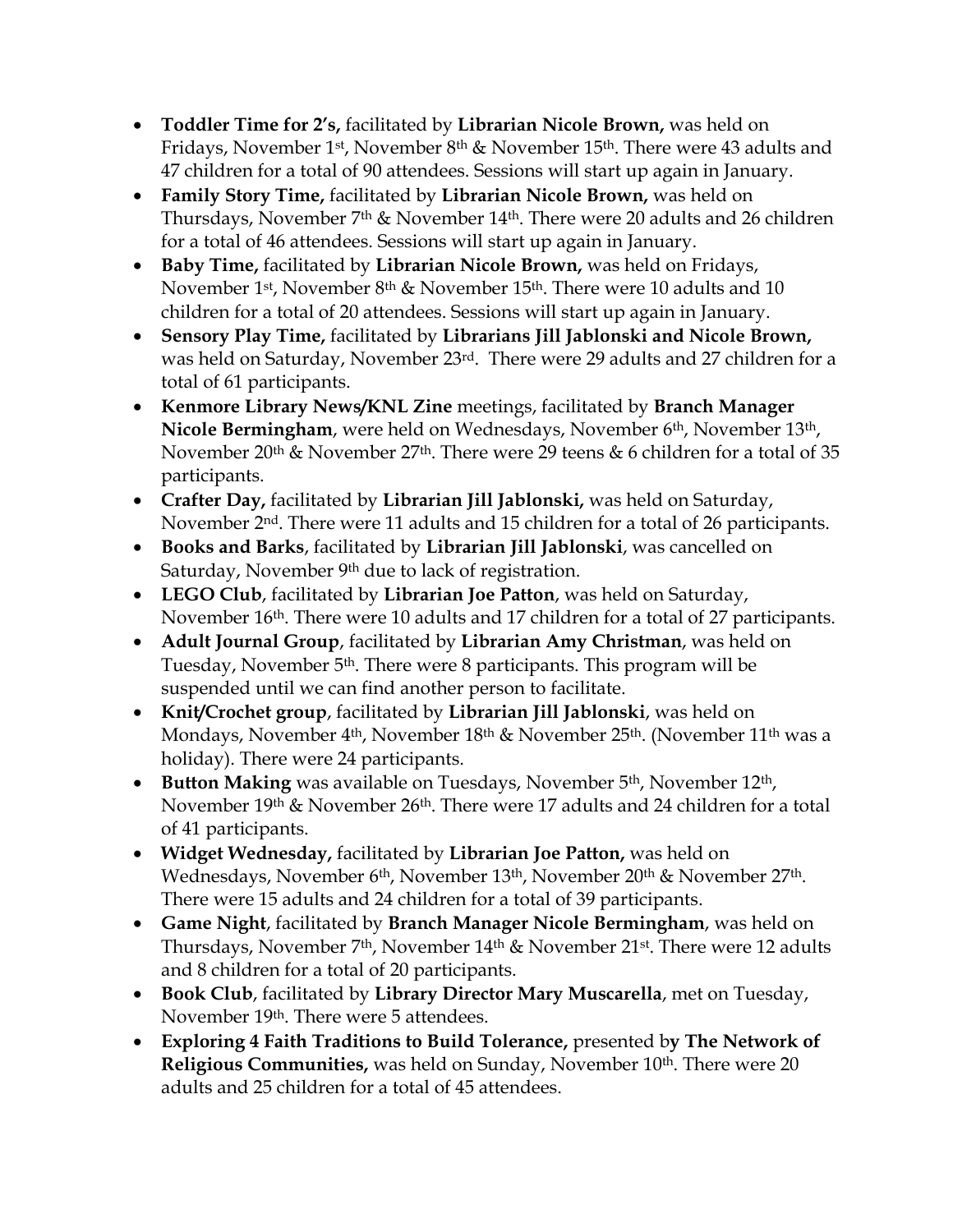- **Toddler Time for 2's,** facilitated by **Librarian Nicole Brown,** was held on Fridays, November 1st, November 8th & November 15th. There were 43 adults and 47 children for a total of 90 attendees. Sessions will start up again in January.
- **Family Story Time,** facilitated by **Librarian Nicole Brown,** was held on Thursdays, November 7th & November 14th. There were 20 adults and 26 children for a total of 46 attendees. Sessions will start up again in January.
- **Baby Time,** facilitated by **Librarian Nicole Brown,** was held on Fridays, November 1st, November 8th & November 15th. There were 10 adults and 10 children for a total of 20 attendees. Sessions will start up again in January.
- **Sensory Play Time,** facilitated by **Librarians Jill Jablonski and Nicole Brown,** was held on Saturday, November 23rd. There were 29 adults and 27 children for a total of 61 participants.
- **Kenmore Library News/KNL Zine** meetings, facilitated by **Branch Manager Nicole Bermingham**, were held on Wednesdays, November 6th, November 13th, November 20th & November 27th. There were 29 teens & 6 children for a total of 35 participants.
- **Crafter Day,** facilitated by **Librarian Jill Jablonski,** was held on Saturday, November 2nd. There were 11 adults and 15 children for a total of 26 participants.
- **Books and Barks**, facilitated by **Librarian Jill Jablonski**, was cancelled on Saturday, November 9th due to lack of registration.
- **LEGO Club**, facilitated by **Librarian Joe Patton**, was held on Saturday, November 16th. There were 10 adults and 17 children for a total of 27 participants.
- **Adult Journal Group**, facilitated by **Librarian Amy Christman**, was held on Tuesday, November 5th. There were 8 participants. This program will be suspended until we can find another person to facilitate.
- **Knit/Crochet group**, facilitated by **Librarian Jill Jablonski**, was held on Mondays, November 4th, November 18th & November 25th. (November 11th was a holiday). There were 24 participants.
- **Button Making** was available on Tuesdays, November 5th, November 12th, November 19th & November 26th. There were 17 adults and 24 children for a total of 41 participants.
- **Widget Wednesday,** facilitated by **Librarian Joe Patton,** was held on Wednesdays, November 6th, November 13th, November 20th & November 27th. There were 15 adults and 24 children for a total of 39 participants.
- **Game Night**, facilitated by **Branch Manager Nicole Bermingham**, was held on Thursdays, November 7th, November 14th & November 21st. There were 12 adults and 8 children for a total of 20 participants.
- **Book Club**, facilitated by **Library Director Mary Muscarella**, met on Tuesday, November 19th. There were 5 attendees.
- **Exploring 4 Faith Traditions to Build Tolerance,** presented b**y The Network of Religious Communities,** was held on Sunday, November 10th. There were 20 adults and 25 children for a total of 45 attendees.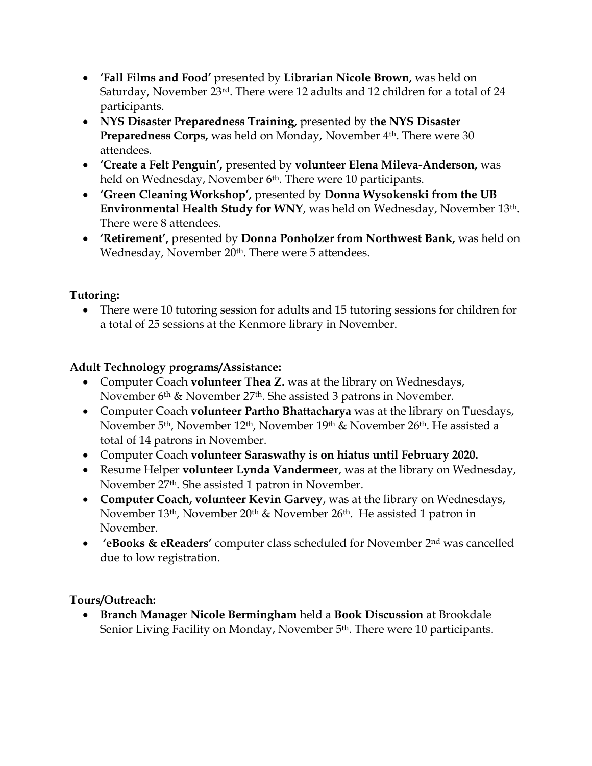- **'Fall Films and Food'** presented by **Librarian Nicole Brown,** was held on Saturday, November 23rd. There were 12 adults and 12 children for a total of 24 participants.
- **NYS Disaster Preparedness Training,** presented by **the NYS Disaster Preparedness Corps,** was held on Monday, November 4th. There were 30 attendees.
- **'Create a Felt Penguin',** presented by **volunteer Elena Mileva-Anderson,** was held on Wednesday, November 6th. There were 10 participants.
- **'Green Cleaning Workshop',** presented by **Donna Wysokenski from the UB Environmental Health Study for WNY**, was held on Wednesday, November 13th. There were 8 attendees.
- **'Retirement',** presented by **Donna Ponholzer from Northwest Bank,** was held on Wednesday, November 20th. There were 5 attendees.

**Tutoring:**

- There were 10 tutoring session for adults and 15 tutoring sessions for children for a total of 25 sessions at the Kenmore library in November.

**Adult Technology programs/Assistance:**

- Computer Coach **volunteer Thea Z.** was at the library on Wednesdays, November 6th & November 27th. She assisted 3 patrons in November.
- Computer Coach **volunteer Partho Bhattacharya** was at the library on Tuesdays, November 5th, November 12th, November 19th & November 26th. He assisted a total of 14 patrons in November.
- Computer Coach **volunteer Saraswathy is on hiatus until February 2020.**
- Resume Helper **volunteer Lynda Vandermeer**, was at the library on Wednesday, November 27th. She assisted 1 patron in November.
- **Computer Coach, volunteer Kevin Garvey**, was at the library on Wednesdays, November 13th, November 20th & November 26th. He assisted 1 patron in November.
- **'eBooks & eReaders'** computer class scheduled for November 2nd was cancelled due to low registration.

**Tours/Outreach:**

- **Branch Manager Nicole Bermingham** held a **Book Discussion** at Brookdale Senior Living Facility on Monday, November 5th. There were 10 participants.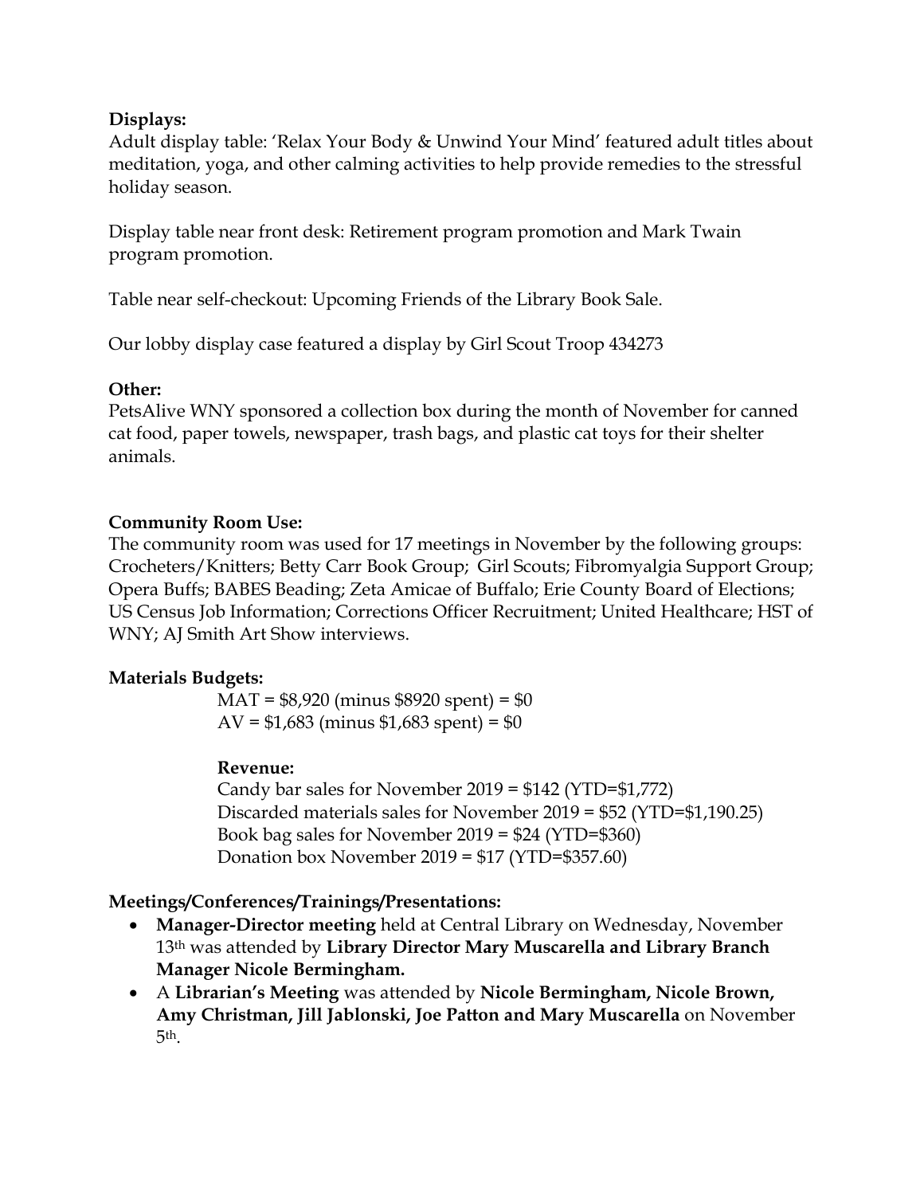**Displays:**
Adult display table: 'Relax Your Body & Unwind Your Mind' featured adult titles about meditation, yoga, and other calming activities to help provide remedies to the stressful holiday season.

Display table near front desk: Retirement program promotion and Mark Twain program promotion.

Table near self-checkout: Upcoming Friends of the Library Book Sale.

Our lobby display case featured a display by Girl Scout Troop 434273

**Other:**
PetsAlive WNY sponsored a collection box during the month of November for canned cat food, paper towels, newspaper, trash bags, and plastic cat toys for their shelter animals.

**Community Room Use:**
The community room was used for 17 meetings in November by the following groups: Crocheters/Knitters; Betty Carr Book Group; Girl Scouts; Fibromyalgia Support Group; Opera Buffs; BABES Beading; Zeta Amicae of Buffalo; Erie County Board of Elections; US Census Job Information; Corrections Officer Recruitment; United Healthcare; HST of WNY; AJ Smith Art Show interviews.

**Materials Budgets:**

MAT = $8,920 (minus $8920 spent) = $0
AV = $1,683 (minus $1,683 spent) = $0

**Revenue:**

Candy bar sales for November 2019 = $142 (YTD=$1,772)
Discarded materials sales for November 2019 = $52 (YTD=$1,190.25)
Book bag sales for November 2019 = $24 (YTD=$360)
Donation box November 2019 = $17 (YTD=$357.60)

**Meetings/Conferences/Trainings/Presentations:**

- **Manager-Director meeting** held at Central Library on Wednesday, November 13th was attended by **Library Director Mary Muscarella and Library Branch Manager Nicole Bermingham.**
- A **Librarian's Meeting** was attended by **Nicole Bermingham, Nicole Brown, Amy Christman, Jill Jablonski, Joe Patton and Mary Muscarella** on November 5th.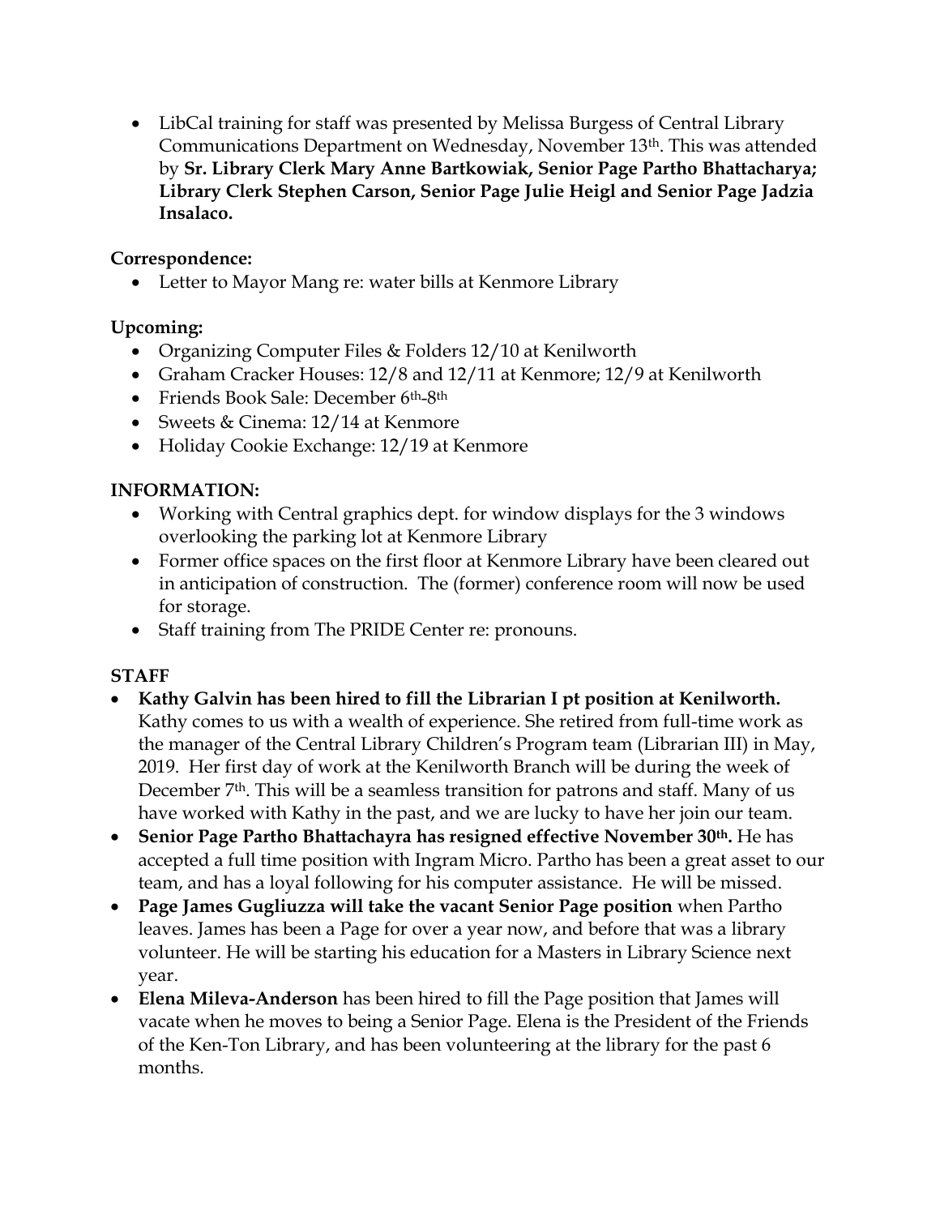- LibCal training for staff was presented by Melissa Burgess of Central Library Communications Department on Wednesday, November 13th. This was attended by **Sr. Library Clerk Mary Anne Bartkowiak, Senior Page Partho Bhattacharya; Library Clerk Stephen Carson, Senior Page Julie Heigl and Senior Page Jadzia Insalaco.**

**Correspondence:**

- Letter to Mayor Mang re: water bills at Kenmore Library

**Upcoming:**

- Organizing Computer Files & Folders 12/10 at Kenilworth
- Graham Cracker Houses: 12/8 and 12/11 at Kenmore; 12/9 at Kenilworth
- Friends Book Sale: December 6th-8th
- Sweets & Cinema: 12/14 at Kenmore
- Holiday Cookie Exchange: 12/19 at Kenmore

**INFORMATION:**

- Working with Central graphics dept. for window displays for the 3 windows overlooking the parking lot at Kenmore Library
- Former office spaces on the first floor at Kenmore Library have been cleared out in anticipation of construction. The (former) conference room will now be used for storage.
- Staff training from The PRIDE Center re: pronouns.

**STAFF**

- **Kathy Galvin has been hired to fill the Librarian I pt position at Kenilworth.** Kathy comes to us with a wealth of experience. She retired from full-time work as the manager of the Central Library Children's Program team (Librarian III) in May, 2019. Her first day of work at the Kenilworth Branch will be during the week of December 7th. This will be a seamless transition for patrons and staff. Many of us have worked with Kathy in the past, and we are lucky to have her join our team.
- **Senior Page Partho Bhattachayra has resigned effective November 30th.** He has accepted a full time position with Ingram Micro. Partho has been a great asset to our team, and has a loyal following for his computer assistance. He will be missed.
- **Page James Gugliuzza will take the vacant Senior Page position** when Partho leaves. James has been a Page for over a year now, and before that was a library volunteer. He will be starting his education for a Masters in Library Science next year.
- **Elena Mileva-Anderson** has been hired to fill the Page position that James will vacate when he moves to being a Senior Page. Elena is the President of the Friends of the Ken-Ton Library, and has been volunteering at the library for the past 6 months.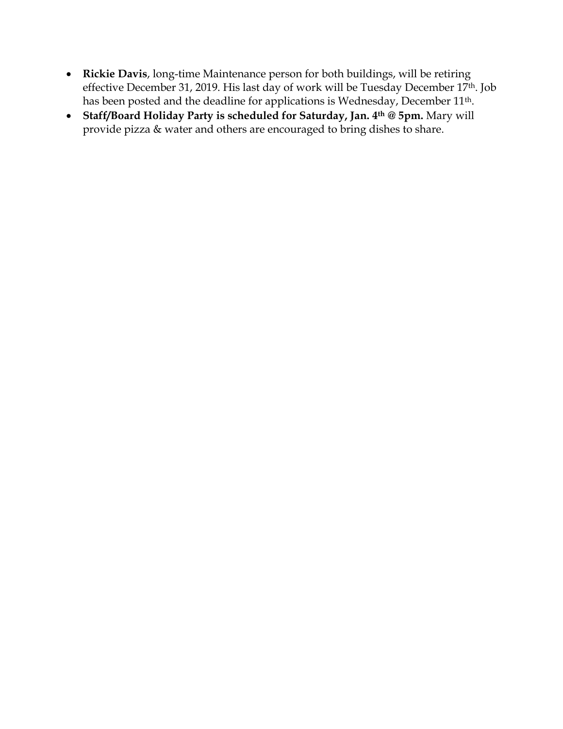- **Rickie Davis**, long-time Maintenance person for both buildings, will be retiring effective December 31, 2019. His last day of work will be Tuesday December 17th. Job has been posted and the deadline for applications is Wednesday, December 11th.
- **Staff/Board Holiday Party is scheduled for Saturday, Jan. 4th @ 5pm.** Mary will provide pizza & water and others are encouraged to bring dishes to share.